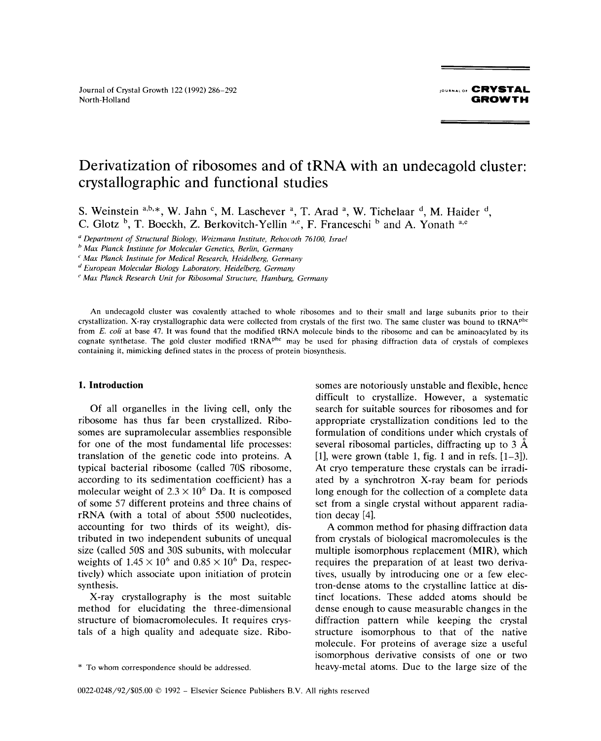# Derivatization of ribosomes and of tRNA with an undecagold cluster: crystallographic and functional studies

S. Weinstein [a,b,*], W. Jahn [c], M. Laschever [a], T. Arad [a], W. Tichelaar [d], M. Haider [d], C. Glotz [b], T. Boeckh, Z. Berkovitch-Yellin [a,e], F. Franceschi [b] and A. Yonath [a,e]

[a] *Department of Structural Biology, Weizmann Institute, Rehovoth 76100, Israel*

[b] *Max Planck Institute for Molecular Genetics, Berlin, Germany*

[c] *Max Planck Institute for Medical Research, Heidelberg, Germany*

[d] *European Molecular Biology Laboratory, Heidelberg, Germany*

[e] *Max Planck Research Unit for Ribosomal Structure, Hamburg, Germany*

An undecagold cluster was covalently attached to whole ribosomes and to their small and large subunits prior to their crystallization. X-ray crystallographic data were collected from crystals of the first two. The same cluster was bound to $tRNA^{Phe}$ from *E. coli* at base 47. It was found that the modified tRNA molecule binds to the ribosome and can be aminoacylated by its cognate synthetase. The gold cluster modified $tRNA^{Phe}$ may be used for phasing diffraction data of crystals of complexes containing it, mimicking defined states in the process of protein biosynthesis.

## 1. Introduction

Of all organelles in the living cell, only the ribosome has thus far been crystallized. Ribosomes are supramolecular assemblies responsible for one of the most fundamental life processes: translation of the genetic code into proteins. A typical bacterial ribosome (called 70S ribosome, according to its sedimentation coefficient) has a molecular weight of $2.3 \times 10^6$ Da. It is composed of some 57 different proteins and three chains of rRNA (with a total of about 5500 nucleotides, accounting for two thirds of its weight), distributed in two independent subunits of unequal size (called 50S and 30S subunits, with molecular weights of $1.45 \times 10^6$ and $0.85 \times 10^6$ Da, respectively) which associate upon initiation of protein synthesis.

X-ray crystallography is the most suitable method for elucidating the three-dimensional structure of biomacromolecules. It requires crystals of a high quality and adequate size. Ribosomes are notoriously unstable and flexible, hence difficult to crystallize. However, a systematic search for suitable sources for ribosomes and for appropriate crystallization conditions led to the formulation of conditions under which crystals of several ribosomal particles, diffracting up to 3 Å [1], were grown (table 1, fig. 1 and in refs. [1–3]). At cryo temperature these crystals can be irradiated by a synchrotron X-ray beam for periods long enough for the collection of a complete data set from a single crystal without apparent radiation decay [4].

A common method for phasing diffraction data from crystals of biological macromolecules is the multiple isomorphous replacement (MIR), which requires the preparation of at least two derivatives, usually by introducing one or a few electron-dense atoms to the crystalline lattice at distinct locations. These added atoms should be dense enough to cause measurable changes in the diffraction pattern while keeping the crystal structure isomorphous to that of the native molecule. For proteins of average size a useful isomorphous derivative consists of one or two heavy-metal atoms. Due to the large size of the

* To whom correspondence should be addressed.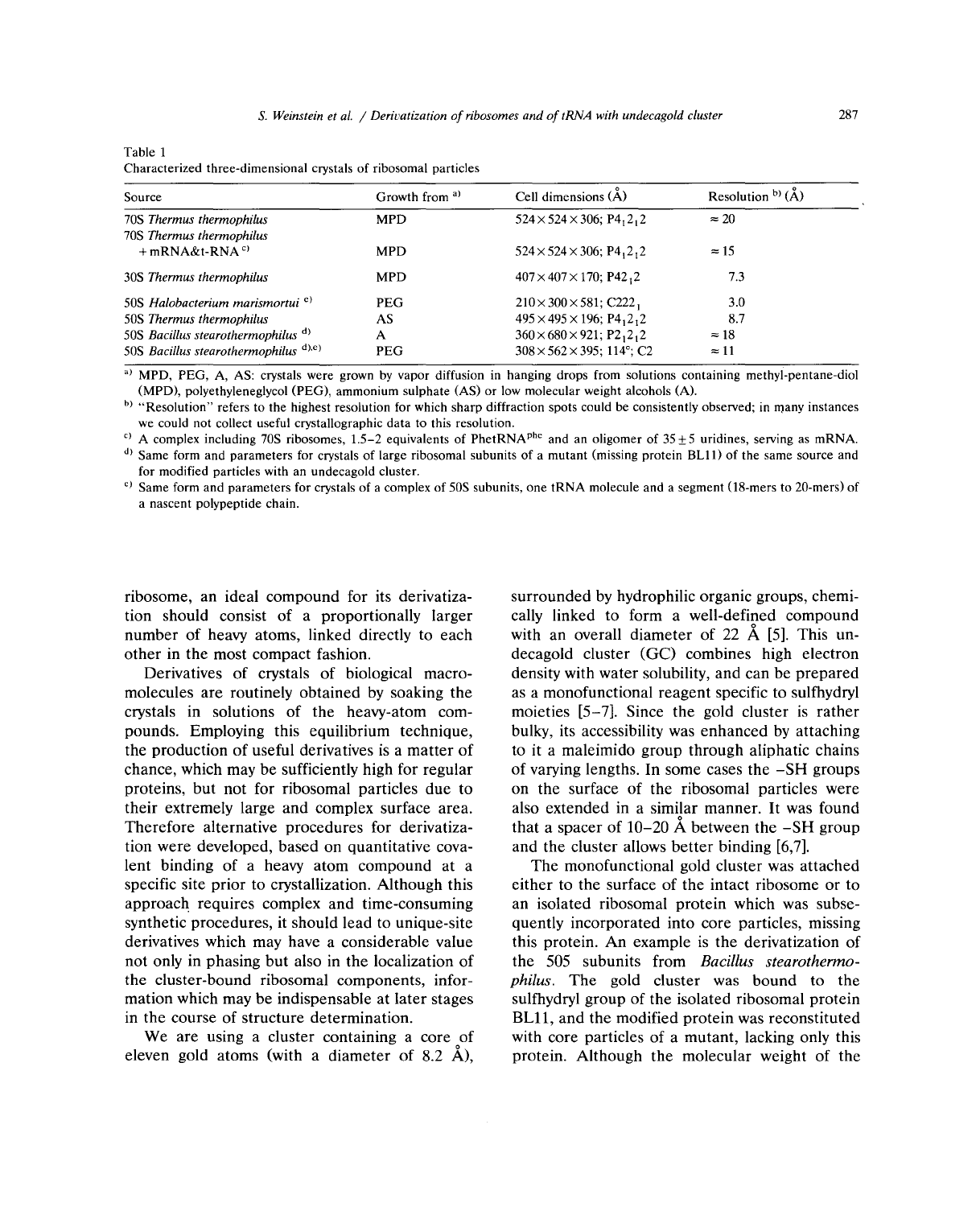Table 1
Characterized three-dimensional crystals of ribosomal particles

| Source | Growth from [a] | Cell dimensions (Å) | Resolution [b] (Å) |
|---|---|---|---|
| 70S *Thermus thermophilus* | MPD | 524 × 524 × 306; $P4_12_12$ | ≈ 20 |
| 70S *Thermus thermophilus* + mRNA&t-RNA [c] | MPD | 524 × 524 × 306; $P4_12_12$ | ≈ 15 |
| 30S *Thermus thermophilus* | MPD | 407 × 407 × 170; $P42_12$ | 7.3 |
| 50S *Halobacterium marismortui* [e] | PEG | 210 × 300 × 581; $C222_1$ | 3.0 |
| 50S *Thermus thermophilus* | AS | 495 × 495 × 196; $P4_12_12$ | 8.7 |
| 50S *Bacillus stearothermophilus* [d] | A | 360 × 680 × 921; $P2_12_12$ | ≈ 18 |
| 50S *Bacillus stearothermophilus* [d),e] | PEG | 308 × 562 × 395; 114°; C2 | ≈ 11 |

[a] MPD, PEG, A, AS: crystals were grown by vapor diffusion in hanging drops from solutions containing methyl-pentane-diol (MPD), polyethyleneglycol (PEG), ammonium sulphate (AS) or low molecular weight alcohols (A).

[b] "Resolution" refers to the highest resolution for which sharp diffraction spots could be consistently observed; in many instances we could not collect useful crystallographic data to this resolution.

[c] A complex including 70S ribosomes, 1.5–2 equivalents of PhetRNA$^{Phe}$ and an oligomer of 35 ± 5 uridines, serving as mRNA.

[d] Same form and parameters for crystals of large ribosomal subunits of a mutant (missing protein BL11) of the same source and for modified particles with an undecagold cluster.

[e] Same form and parameters for crystals of a complex of 50S subunits, one tRNA molecule and a segment (18-mers to 20-mers) of a nascent polypeptide chain.

ribosome, an ideal compound for its derivatization should consist of a proportionally larger number of heavy atoms, linked directly to each other in the most compact fashion.

Derivatives of crystals of biological macromolecules are routinely obtained by soaking the crystals in solutions of the heavy-atom compounds. Employing this equilibrium technique, the production of useful derivatives is a matter of chance, which may be sufficiently high for regular proteins, but not for ribosomal particles due to their extremely large and complex surface area. Therefore alternative procedures for derivatization were developed, based on quantitative covalent binding of a heavy atom compound at a specific site prior to crystallization. Although this approach requires complex and time-consuming synthetic procedures, it should lead to unique-site derivatives which may have a considerable value not only in phasing but also in the localization of the cluster-bound ribosomal components, information which may be indispensable at later stages in the course of structure determination.

We are using a cluster containing a core of eleven gold atoms (with a diameter of 8.2 Å), surrounded by hydrophilic organic groups, chemically linked to form a well-defined compound with an overall diameter of 22 Å [5]. This undecagold cluster (GC) combines high electron density with water solubility, and can be prepared as a monofunctional reagent specific to sulfhydryl moieties [5–7]. Since the gold cluster is rather bulky, its accessibility was enhanced by attaching to it a maleimido group through aliphatic chains of varying lengths. In some cases the –SH groups on the surface of the ribosomal particles were also extended in a similar manner. It was found that a spacer of 10–20 Å between the –SH group and the cluster allows better binding [6,7].

The monofunctional gold cluster was attached either to the surface of the intact ribosome or to an isolated ribosomal protein which was subsequently incorporated into core particles, missing this protein. An example is the derivatization of the 50S subunits from *Bacillus stearothermophilus*. The gold cluster was bound to the sulfhydryl group of the isolated ribosomal protein BL11, and the modified protein was reconstituted with core particles of a mutant, lacking only this protein. Although the molecular weight of the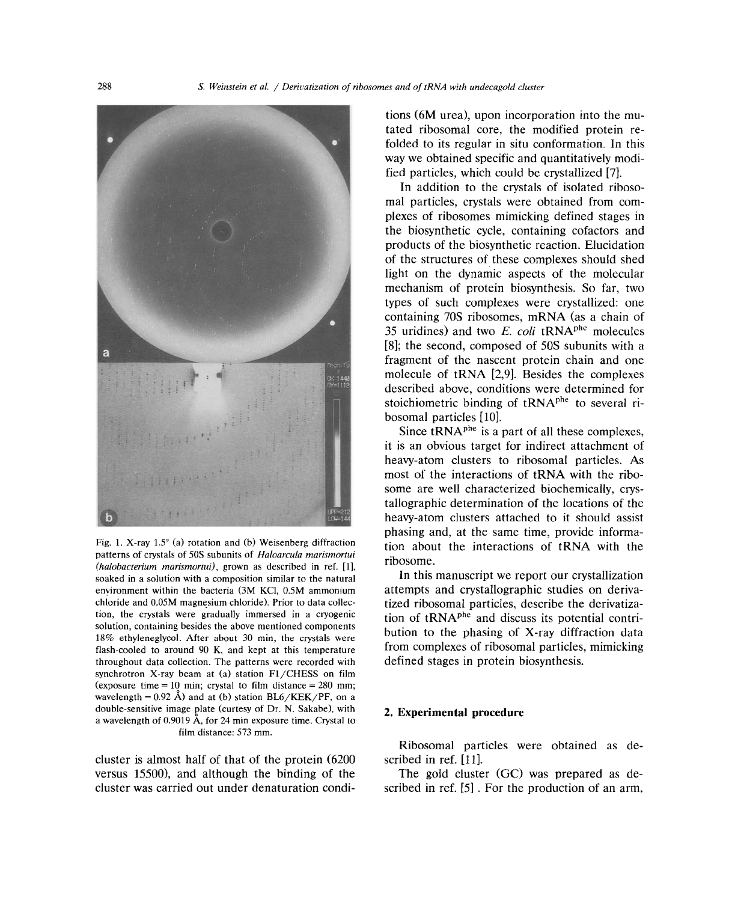Fig. 1. X-ray 1.5° (a) rotation and (b) Weisenberg diffraction patterns of crystals of 50S subunits of *Haloarcula marismortui (halobacterium marismortui)*, grown as described in ref. [1], soaked in a solution with a composition similar to the natural environment within the bacteria (3M KCl, 0.5M ammonium chloride and 0.05M magnesium chloride). Prior to data collection, the crystals were gradually immersed in a cryogenic solution, containing besides the above mentioned components 18% ethyleneglycol. After about 30 min, the crystals were flash-cooled to around 90 K, and kept at this temperature throughout data collection. The patterns were recorded with synchrotron X-ray beam at (a) station F1/CHESS on film (exposure time = 10 min; crystal to film distance = 280 mm; wavelength = 0.92 Å) and at (b) station BL6/KEK/PF, on a double-sensitive image plate (curtesy of Dr. N. Sakabe), with a wavelength of 0.9019 Å, for 24 min exposure time. Crystal to film distance: 573 mm.

cluster is almost half of that of the protein (6200 versus 15500), and although the binding of the cluster was carried out under denaturation conditions (6M urea), upon incorporation into the mutated ribosomal core, the modified protein refolded to its regular in situ conformation. In this way we obtained specific and quantitatively modified particles, which could be crystallized [7].

In addition to the crystals of isolated ribosomal particles, crystals were obtained from complexes of ribosomes mimicking defined stages in the biosynthetic cycle, containing cofactors and products of the biosynthetic reaction. Elucidation of the structures of these complexes should shed light on the dynamic aspects of the molecular mechanism of protein biosynthesis. So far, two types of such complexes were crystallized: one containing 70S ribosomes, mRNA (as a chain of 35 uridines) and two *E. coli* tRNA$^{phe}$ molecules [8]; the second, composed of 50S subunits with a fragment of the nascent protein chain and one molecule of tRNA [2,9]. Besides the complexes described above, conditions were determined for stoichiometric binding of tRNA$^{phe}$ to several ribosomal particles [10].

Since tRNA$^{phe}$ is a part of all these complexes, it is an obvious target for indirect attachment of heavy-atom clusters to ribosomal particles. As most of the interactions of tRNA with the ribosome are well characterized biochemically, crystallographic determination of the locations of the heavy-atom clusters attached to it should assist phasing and, at the same time, provide information about the interactions of tRNA with the ribosome.

In this manuscript we report our crystallization attempts and crystallographic studies on derivatized ribosomal particles, describe the derivatization of tRNA$^{phe}$ and discuss its potential contribution to the phasing of X-ray diffraction data from complexes of ribosomal particles, mimicking defined stages in protein biosynthesis.

## 2. Experimental procedure

Ribosomal particles were obtained as described in ref. [11].

The gold cluster (GC) was prepared as described in ref. [5] . For the production of an arm,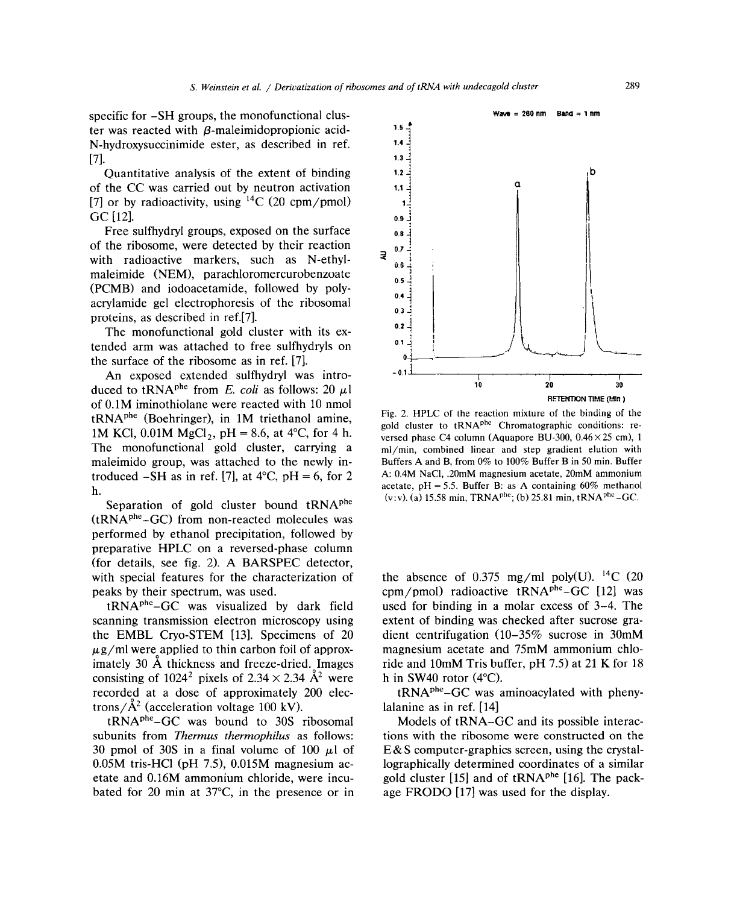specific for –SH groups, the monofunctional cluster was reacted with β-maleimidopropionic acid-N-hydroxysuccinimide ester, as described in ref. [7].

Quantitative analysis of the extent of binding of the CC was carried out by neutron activation [7] or by radioactivity, using $^{14}C$ (20 cpm/pmol) GC [12].

Free sulfhydryl groups, exposed on the surface of the ribosome, were detected by their reaction with radioactive markers, such as N-ethylmaleimide (NEM), parachloromercurobenzoate (PCMB) and iodoacetamide, followed by polyacrylamide gel electrophoresis of the ribosomal proteins, as described in ref.[7].

The monofunctional gold cluster with its extended arm was attached to free sulfhydryls on the surface of the ribosome as in ref. [7].

An exposed extended sulfhydryl was introduced to $tRNA^{phe}$ from *E. coli* as follows: 20 μl of 0.1M iminothiolane were reacted with 10 nmol $tRNA^{phe}$ (Boehringer), in 1M triethanol amine, 1M KCl, 0.01M $MgCl_2$, pH = 8.6, at 4°C, for 4 h. The monofunctional gold cluster, carrying a maleimido group, was attached to the newly introduced –SH as in ref. [7], at 4°C, pH = 6, for 2 h.

Separation of gold cluster bound $tRNA^{phe}$ ($tRNA^{phe}$–GC) from non-reacted molecules was performed by ethanol precipitation, followed by preparative HPLC on a reversed-phase column (for details, see fig. 2). A BARSPEC detector, with special features for the characterization of peaks by their spectrum, was used.

$tRNA^{phe}$–GC was visualized by dark field scanning transmission electron microscopy using the EMBL Cryo-STEM [13]. Specimens of 20 μg/ml were applied to thin carbon foil of approximately 30 Å thickness and freeze-dried. Images consisting of $1024^2$ pixels of 2.34 × 2.34 $Å^2$ were recorded at a dose of approximately 200 electrons/$Å^2$ (acceleration voltage 100 kV).

$tRNA^{phe}$–GC was bound to 30S ribosomal subunits from *Thermus thermophilus* as follows: 30 pmol of 30S in a final volume of 100 μl of 0.05M tris-HCl (pH 7.5), 0.015M magnesium acetate and 0.16M ammonium chloride, were incubated for 20 min at 37°C, in the presence or in the absence of 0.375 mg/ml poly(U). $^{14}C$ (20 cpm/pmol) radioactive $tRNA^{phe}$–GC [12] was used for binding in a molar excess of 3–4. The extent of binding was checked after sucrose gradient centrifugation (10–35% sucrose in 30mM magnesium acetate and 75mM ammonium chloride and 10mM Tris buffer, pH 7.5) at 21 K for 18 h in SW40 rotor (4°C).

Fig. 2. HPLC of the reaction mixture of the binding of the gold cluster to $tRNA^{phe}$ Chromatographic conditions: reversed phase C4 column (Aquapore BU-300, 0.46 × 25 cm), 1 ml/min, combined linear and step gradient elution with Buffers A and B, from 0% to 100% Buffer B in 50 min. Buffer A: 0.4M NaCl, .20mM magnesium acetate, 20mM ammonium acetate, pH = 5.5. Buffer B: as A containing 60% methanol (v:v). (a) 15.58 min, $TRNA^{phe}$; (b) 25.81 min, $tRNA^{phe}$–GC.

$tRNA^{phe}$–GC was aminoacylated with phenylalanine as in ref. [14]

Models of tRNA–GC and its possible interactions with the ribosome were constructed on the E&S computer-graphics screen, using the crystallographically determined coordinates of a similar gold cluster [15] and of $tRNA^{phe}$ [16]. The package FRODO [17] was used for the display.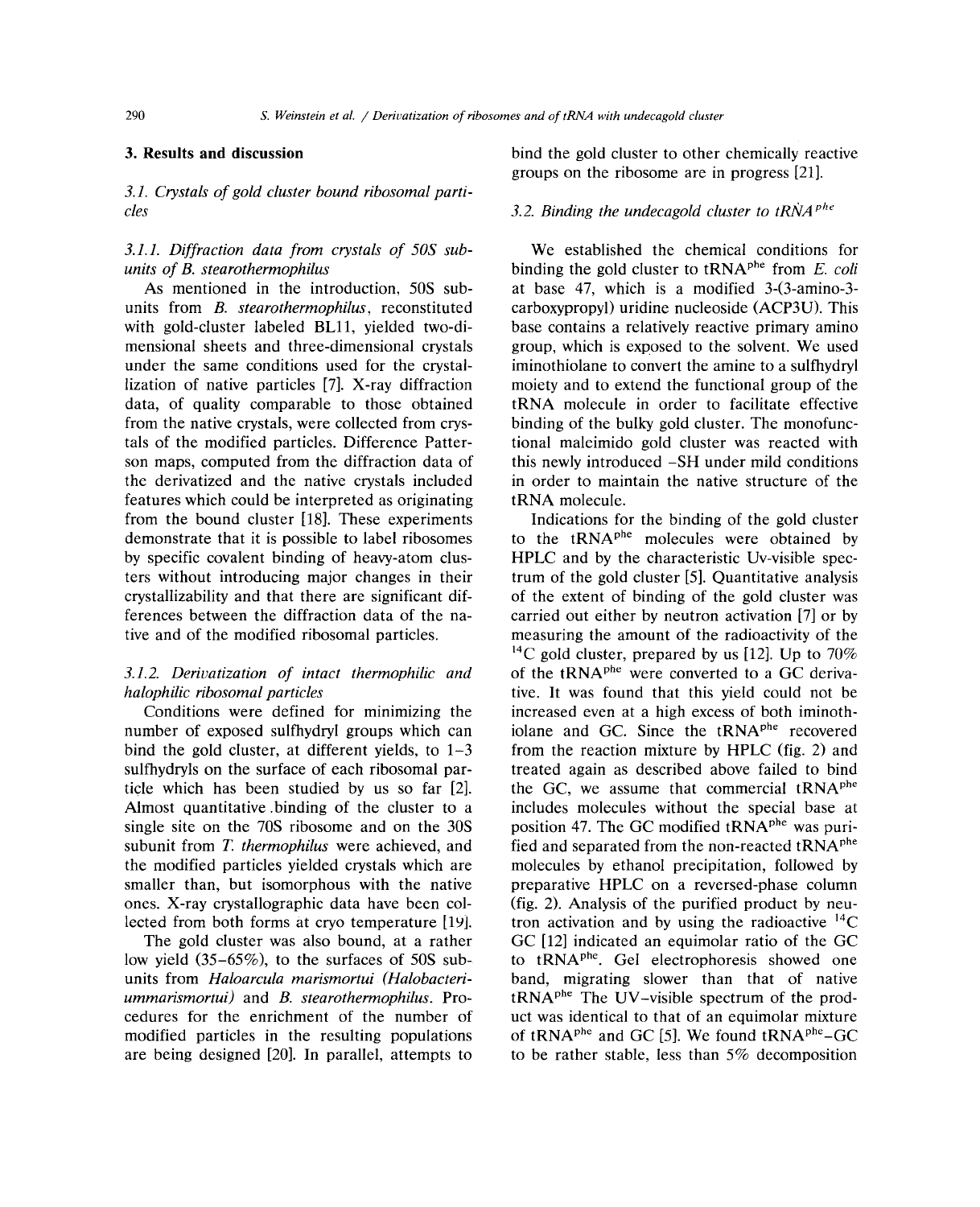## 3. Results and discussion

### 3.1. Crystals of gold cluster bound ribosomal particles

#### 3.1.1. Diffraction data from crystals of 50S subunits of B. stearothermophilus

As mentioned in the introduction, 50S subunits from *B. stearothermophilus*, reconstituted with gold-cluster labeled BL11, yielded two-dimensional sheets and three-dimensional crystals under the same conditions used for the crystallization of native particles [7]. X-ray diffraction data, of quality comparable to those obtained from the native crystals, were collected from crystals of the modified particles. Difference Patterson maps, computed from the diffraction data of the derivatized and the native crystals included features which could be interpreted as originating from the bound cluster [18]. These experiments demonstrate that it is possible to label ribosomes by specific covalent binding of heavy-atom clusters without introducing major changes in their crystallizability and that there are significant differences between the diffraction data of the native and of the modified ribosomal particles.

#### 3.1.2. Derivatization of intact thermophilic and halophilic ribosomal particles

Conditions were defined for minimizing the number of exposed sulfhydryl groups which can bind the gold cluster, at different yields, to 1–3 sulfhydryls on the surface of each ribosomal particle which has been studied by us so far [2]. Almost quantitative binding of the cluster to a single site on the 70S ribosome and on the 30S subunit from *T. thermophilus* were achieved, and the modified particles yielded crystals which are smaller than, but isomorphous with the native ones. X-ray crystallographic data have been collected from both forms at cryo temperature [19].

The gold cluster was also bound, at a rather low yield (35–65%), to the surfaces of 50S subunits from *Haloarcula marismortui (Halobacteriummarismortui)* and *B. stearothermophilus*. Procedures for the enrichment of the number of modified particles in the resulting populations are being designed [20]. In parallel, attempts to bind the gold cluster to other chemically reactive groups on the ribosome are in progress [21].

### 3.2. Binding the undecagold cluster to $tRNA^{phe}$

We established the chemical conditions for binding the gold cluster to $tRNA^{phe}$ from *E. coli* at base 47, which is a modified 3-(3-amino-3-carboxypropyl) uridine nucleoside (ACP3U). This base contains a relatively reactive primary amino group, which is exposed to the solvent. We used iminothiolane to convert the amine to a sulfhydryl moiety and to extend the functional group of the tRNA molecule in order to facilitate effective binding of the bulky gold cluster. The monofunctional maleimido gold cluster was reacted with this newly introduced –SH under mild conditions in order to maintain the native structure of the tRNA molecule.

Indications for the binding of the gold cluster to the $tRNA^{phe}$ molecules were obtained by HPLC and by the characteristic Uv-visible spectrum of the gold cluster [5]. Quantitative analysis of the extent of binding of the gold cluster was carried out either by neutron activation [7] or by measuring the amount of the radioactivity of the $^{14}C$ gold cluster, prepared by us [12]. Up to 70% of the $tRNA^{phe}$ were converted to a GC derivative. It was found that this yield could not be increased even at a high excess of both iminothiolane and GC. Since the $tRNA^{phe}$ recovered from the reaction mixture by HPLC (fig. 2) and treated again as described above failed to bind the GC, we assume that commercial $tRNA^{phe}$ includes molecules without the special base at position 47. The GC modified $tRNA^{phe}$ was purified and separated from the non-reacted $tRNA^{phe}$ molecules by ethanol precipitation, followed by preparative HPLC on a reversed-phase column (fig. 2). Analysis of the purified product by neutron activation and by using the radioactive $^{14}C$ GC [12] indicated an equimolar ratio of the GC to $tRNA^{phe}$. Gel electrophoresis showed one band, migrating slower than that of native $tRNA^{phe}$ The UV–visible spectrum of the product was identical to that of an equimolar mixture of $tRNA^{phe}$ and GC [5]. We found $tRNA^{phe}$–GC to be rather stable, less than 5% decomposition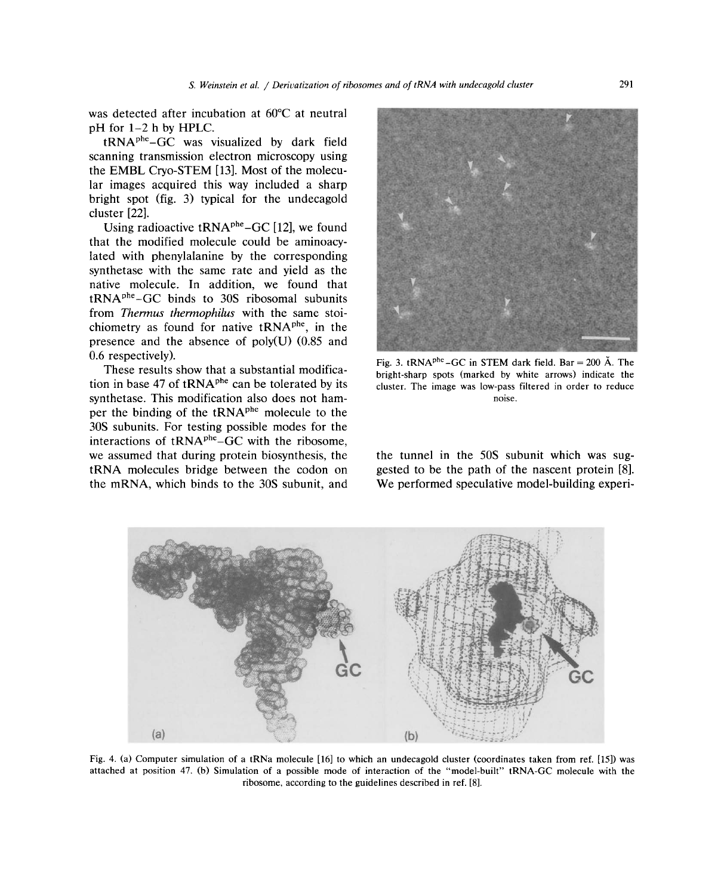was detected after incubation at 60°C at neutral pH for 1–2 h by HPLC.

tRNA$^{phe}$–GC was visualized by dark field scanning transmission electron microscopy using the EMBL Cryo-STEM [13]. Most of the molecular images acquired this way included a sharp bright spot (fig. 3) typical for the undecagold cluster [22].

Using radioactive tRNA$^{phe}$–GC [12], we found that the modified molecule could be aminoacylated with phenylalanine by the corresponding synthetase with the same rate and yield as the native molecule. In addition, we found that tRNA$^{phe}$–GC binds to 30S ribosomal subunits from *Thermus thermophilus* with the same stoichiometry as found for native tRNA$^{phe}$, in the presence and the absence of poly(U) (0.85 and 0.6 respectively).

These results show that a substantial modification in base 47 of tRNA$^{phe}$ can be tolerated by its synthetase. This modification also does not hamper the binding of the tRNA$^{phe}$ molecule to the 30S subunits. For testing possible modes for the interactions of tRNA$^{phe}$–GC with the ribosome, we assumed that during protein biosynthesis, the tRNA molecules bridge between the codon on the mRNA, which binds to the 30S subunit, and the tunnel in the 50S subunit which was suggested to be the path of the nascent protein [8]. We performed speculative model-building experi-

Fig. 3. tRNA$^{phe}$–GC in STEM dark field. Bar = 200 Å. The bright-sharp spots (marked by white arrows) indicate the cluster. The image was low-pass filtered in order to reduce noise.

Fig. 4. (a) Computer simulation of a tRNa molecule [16] to which an undecagold cluster (coordinates taken from ref. [15]) was attached at position 47. (b) Simulation of a possible mode of interaction of the "model-built" tRNA-GC molecule with the ribosome, according to the guidelines described in ref. [8].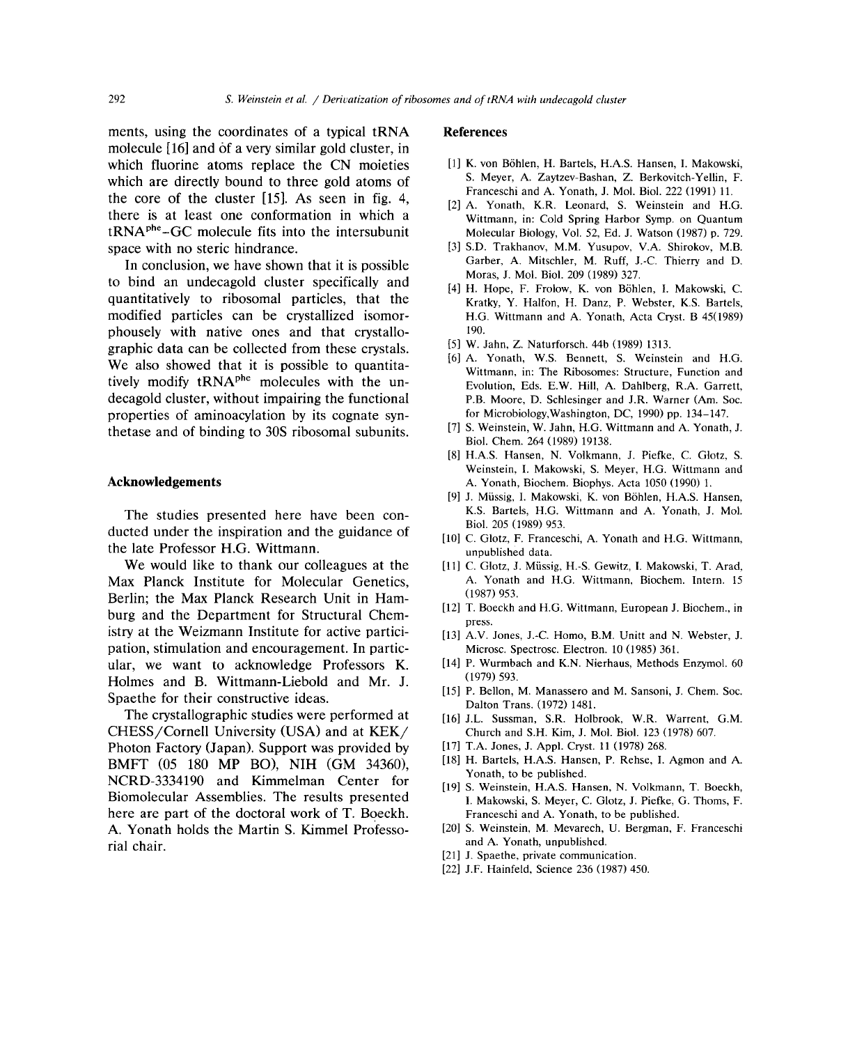ments, using the coordinates of a typical tRNA molecule [16] and of a very similar gold cluster, in which fluorine atoms replace the CN moieties which are directly bound to three gold atoms of the core of the cluster [15]. As seen in fig. 4, there is at least one conformation in which a $tRNA^{phe}$–GC molecule fits into the intersubunit space with no steric hindrance.

In conclusion, we have shown that it is possible to bind an undecagold cluster specifically and quantitatively to ribosomal particles, that the modified particles can be crystallized isomorphousely with native ones and that crystallographic data can be collected from these crystals. We also showed that it is possible to quantitatively modify $tRNA^{phe}$ molecules with the undecagold cluster, without impairing the functional properties of aminoacylation by its cognate synthetase and of binding to 30S ribosomal subunits.

## Acknowledgements

The studies presented here have been conducted under the inspiration and the guidance of the late Professor H.G. Wittmann.

We would like to thank our colleagues at the Max Planck Institute for Molecular Genetics, Berlin; the Max Planck Research Unit in Hamburg and the Department for Structural Chemistry at the Weizmann Institute for active participation, stimulation and encouragement. In particular, we want to acknowledge Professors K. Holmes and B. Wittmann-Liebold and Mr. J. Spaethe for their constructive ideas.

The crystallographic studies were performed at CHESS/Cornell University (USA) and at KEK/Photon Factory (Japan). Support was provided by BMFT (05 180 MP BO), NIH (GM 34360), NCRD-3334190 and Kimmelman Center for Biomolecular Assemblies. The results presented here are part of the doctoral work of T. Boeckh. A. Yonath holds the Martin S. Kimmel Professorial chair.

## References

[1] K. von Böhlen, H. Bartels, H.A.S. Hansen, I. Makowski, S. Meyer, A. Zaytzev-Bashan, Z. Berkovitch-Yellin, F. Franceschi and A. Yonath, J. Mol. Biol. 222 (1991) 11.

[2] A. Yonath, K.R. Leonard, S. Weinstein and H.G. Wittmann, in: Cold Spring Harbor Symp. on Quantum Molecular Biology, Vol. 52, Ed. J. Watson (1987) p. 729.

[3] S.D. Trakhanov, M.M. Yusupov, V.A. Shirokov, M.B. Garber, A. Mitschler, M. Ruff, J.-C. Thierry and D. Moras, J. Mol. Biol. 209 (1989) 327.

[4] H. Hope, F. Frolow, K. von Böhlen, I. Makowski, C. Kratky, Y. Halfon, H. Danz, P. Webster, K.S. Bartels, H.G. Wittmann and A. Yonath, Acta Cryst. B 45(1989) 190.

[5] W. Jahn, Z. Naturforsch. 44b (1989) 1313.

[6] A. Yonath, W.S. Bennett, S. Weinstein and H.G. Wittmann, in: The Ribosomes: Structure, Function and Evolution, Eds. E.W. Hill, A. Dahlberg, R.A. Garrett, P.B. Moore, D. Schlesinger and J.R. Warner (Am. Soc. for Microbiology,Washington, DC, 1990) pp. 134–147.

[7] S. Weinstein, W. Jahn, H.G. Wittmann and A. Yonath, J. Biol. Chem. 264 (1989) 19138.

[8] H.A.S. Hansen, N. Volkmann, J. Piefke, C. Glotz, S. Weinstein, I. Makowski, S. Meyer, H.G. Wittmann and A. Yonath, Biochem. Biophys. Acta 1050 (1990) 1.

[9] J. Müssig, I. Makowski, K. von Böhlen, H.A.S. Hansen, K.S. Bartels, H.G. Wittmann and A. Yonath, J. Mol. Biol. 205 (1989) 953.

[10] C. Glotz, F. Franceschi, A. Yonath and H.G. Wittmann, unpublished data.

[11] C. Glotz, J. Müssig, H.-S. Gewitz, I. Makowski, T. Arad, A. Yonath and H.G. Wittmann, Biochem. Intern. 15 (1987) 953.

[12] T. Boeckh and H.G. Wittmann, European J. Biochem., in press.

[13] A.V. Jones, J.-C. Homo, B.M. Unitt and N. Webster, J. Microsc. Spectrosc. Electron. 10 (1985) 361.

[14] P. Wurmbach and K.N. Nierhaus, Methods Enzymol. 60 (1979) 593.

[15] P. Bellon, M. Manassero and M. Sansoni, J. Chem. Soc. Dalton Trans. (1972) 1481.

[16] J.L. Sussman, S.R. Holbrook, W.R. Warrent, G.M. Church and S.H. Kim, J. Mol. Biol. 123 (1978) 607.

[17] T.A. Jones, J. Appl. Cryst. 11 (1978) 268.

[18] H. Bartels, H.A.S. Hansen, P. Rehse, I. Agmon and A. Yonath, to be published.

[19] S. Weinstein, H.A.S. Hansen, N. Volkmann, T. Boeckh, I. Makowski, S. Meyer, C. Glotz, J. Piefke, G. Thoms, F. Franceschi and A. Yonath, to be published.

[20] S. Weinstein, M. Mevarech, U. Bergman, F. Franceschi and A. Yonath, unpublished.

[21] J. Spaethe, private communication.

[22] J.F. Hainfeld, Science 236 (1987) 450.